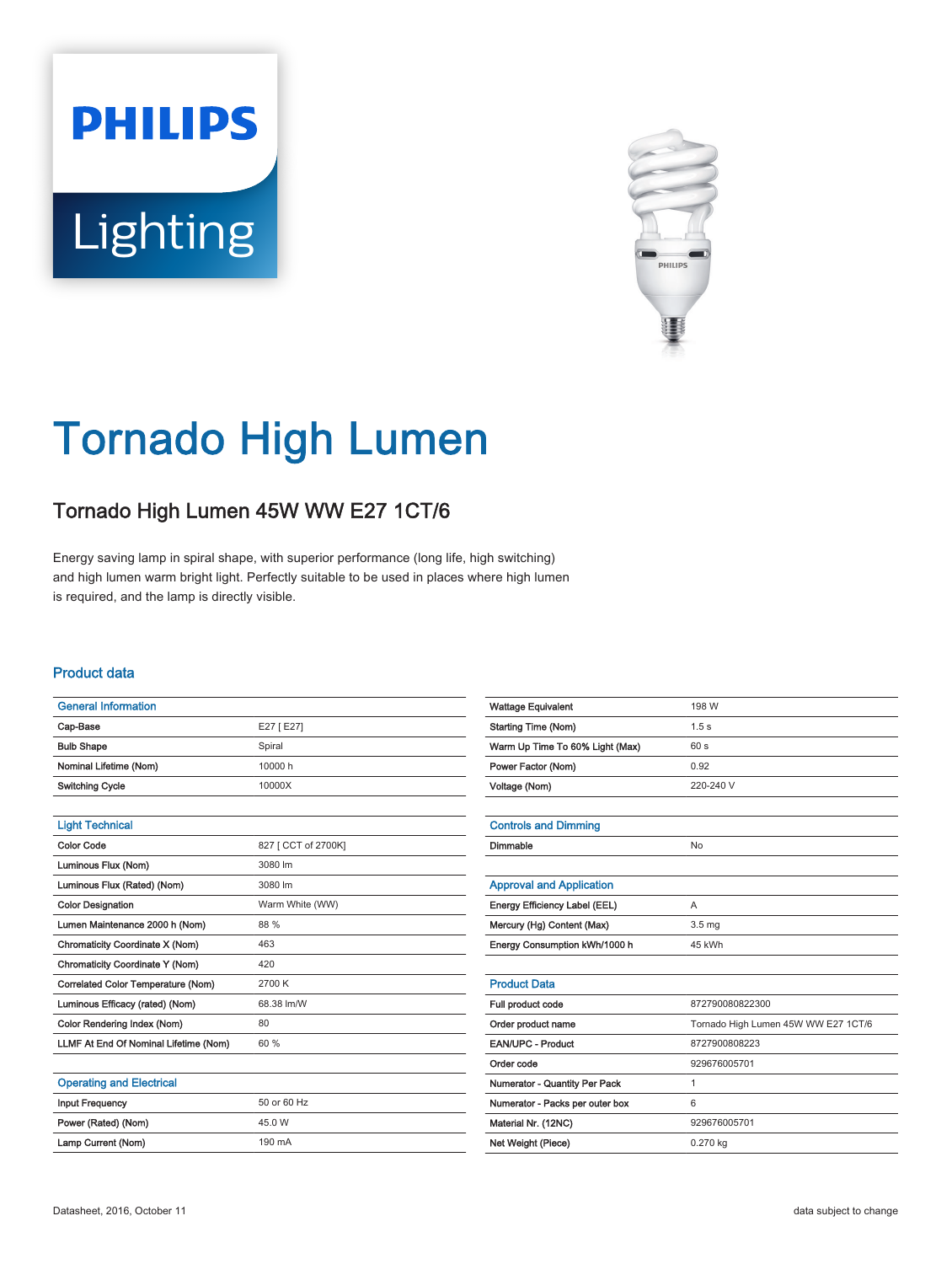# Tornado High Lumen

## Tornado High Lumen 45W WW E27 1CT/6

Energy saving lamp in spiral shape, with superior performance (long life, high switching) and high lumen warm bright light. Perfectly suitable to be used in places where high lumen is required, and the lamp is directly visible.

### Product data

| General Information | |
|---|---|
| Cap-Base | E27 [ E27] |
| Bulb Shape | Spiral |
| Nominal Lifetime (Nom) | 10000 h |
| Switching Cycle | 10000X |

| Light Technical | |
|---|---|
| Color Code | 827 [ CCT of 2700K] |
| Luminous Flux (Nom) | 3080 lm |
| Luminous Flux (Rated) (Nom) | 3080 lm |
| Color Designation | Warm White (WW) |
| Lumen Maintenance 2000 h (Nom) | 88 % |
| Chromaticity Coordinate X (Nom) | 463 |
| Chromaticity Coordinate Y (Nom) | 420 |
| Correlated Color Temperature (Nom) | 2700 K |
| Luminous Efficacy (rated) (Nom) | 68.38 lm/W |
| Color Rendering Index (Nom) | 80 |
| LLMF At End Of Nominal Lifetime (Nom) | 60 % |

| Operating and Electrical | |
|---|---|
| Input Frequency | 50 or 60 Hz |
| Power (Rated) (Nom) | 45.0 W |
| Lamp Current (Nom) | 190 mA |
| Wattage Equivalent | 198 W |
| Starting Time (Nom) | 1.5 s |
| Warm Up Time To 60% Light (Max) | 60 s |
| Power Factor (Nom) | 0.92 |
| Voltage (Nom) | 220-240 V |

| Controls and Dimming | |
|---|---|
| Dimmable | No |

| Approval and Application | |
|---|---|
| Energy Efficiency Label (EEL) | A |
| Mercury (Hg) Content (Max) | 3.5 mg |
| Energy Consumption kWh/1000 h | 45 kWh |

| Product Data | |
|---|---|
| Full product code | 872790080822300 |
| Order product name | Tornado High Lumen 45W WW E27 1CT/6 |
| EAN/UPC - Product | 8727900808223 |
| Order code | 929676005701 |
| Numerator - Quantity Per Pack | 1 |
| Numerator - Packs per outer box | 6 |
| Material Nr. (12NC) | 929676005701 |
| Net Weight (Piece) | 0.270 kg |

Datasheet, 2016, October 11 data subject to change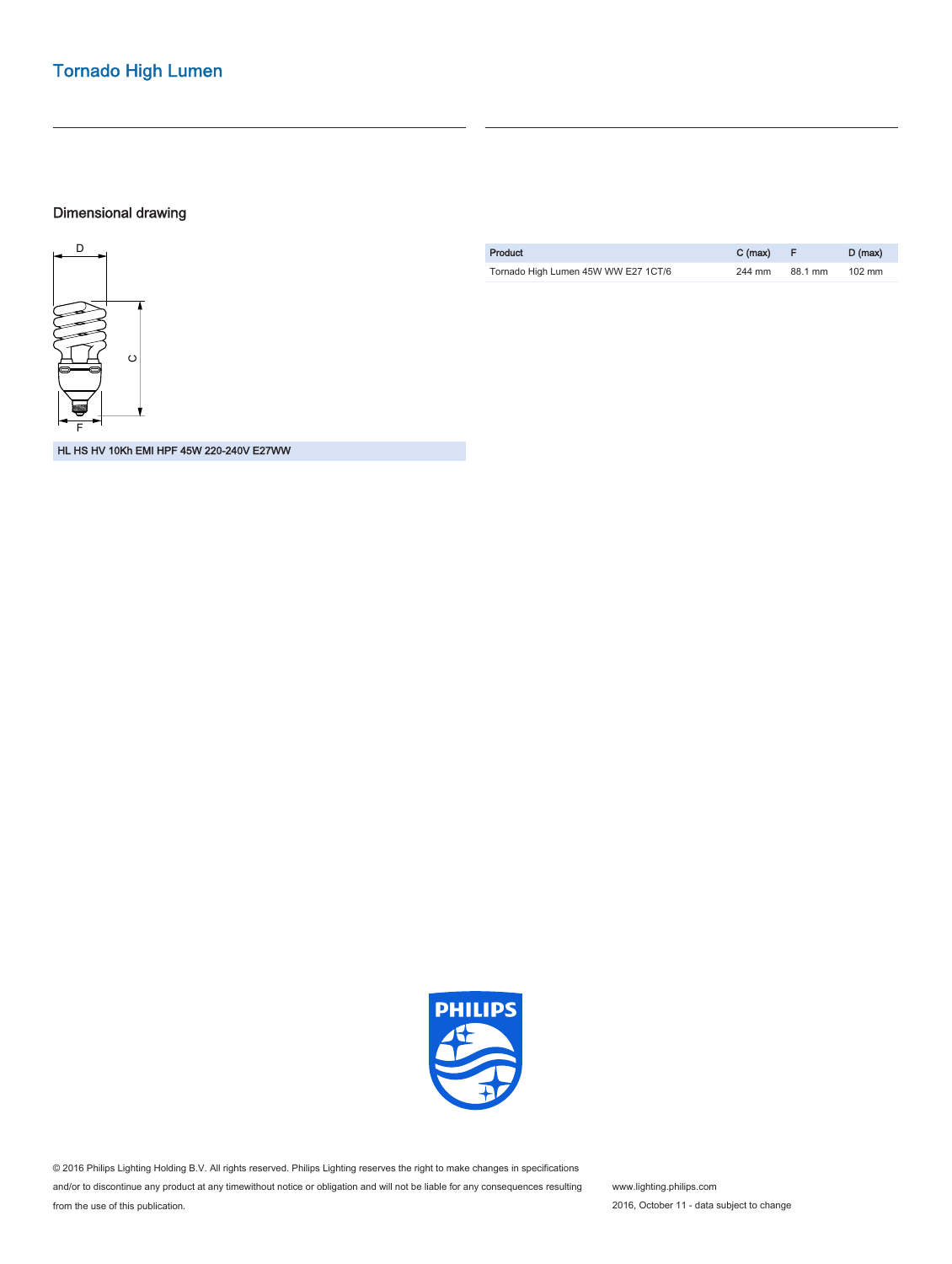## Dimensional drawing

D

C

F

HL HS HV 10Kh EMI HPF 45W 220-240V E27WW

| Product | C (max) | F | D (max) |
| --- | --- | --- | --- |
| Tornado High Lumen 45W WW E27 1CT/6 | 244 mm | 88.1 mm | 102 mm |

© 2016 Philips Lighting Holding B.V. All rights reserved. Philips Lighting reserves the right to make changes in specifications and/or to discontinue any product at any timewithout notice or obligation and will not be liable for any consequences resulting from the use of this publication.

www.lighting.philips.com

2016, October 11 - data subject to change